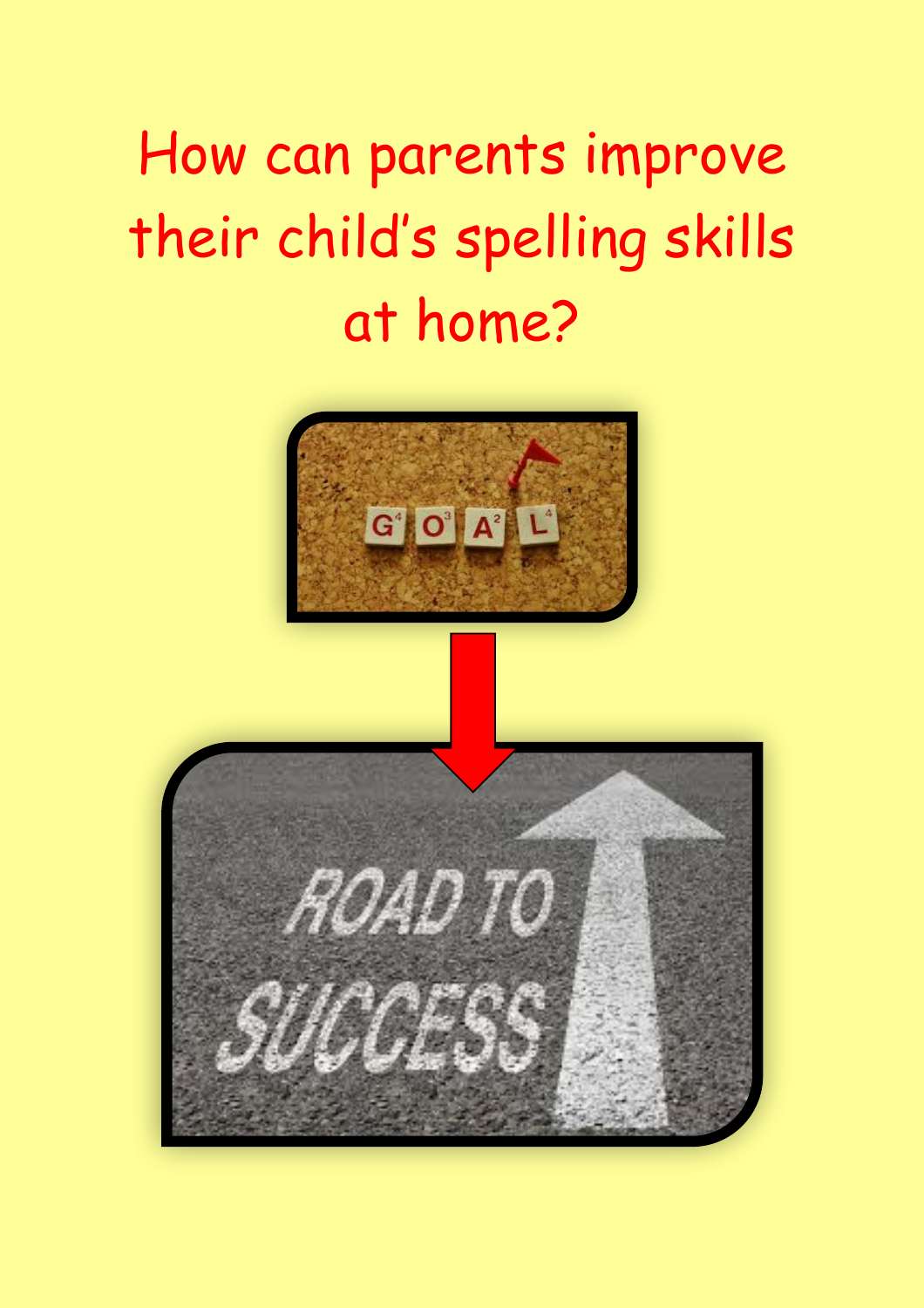# How can parents improve their child's spelling skills at home?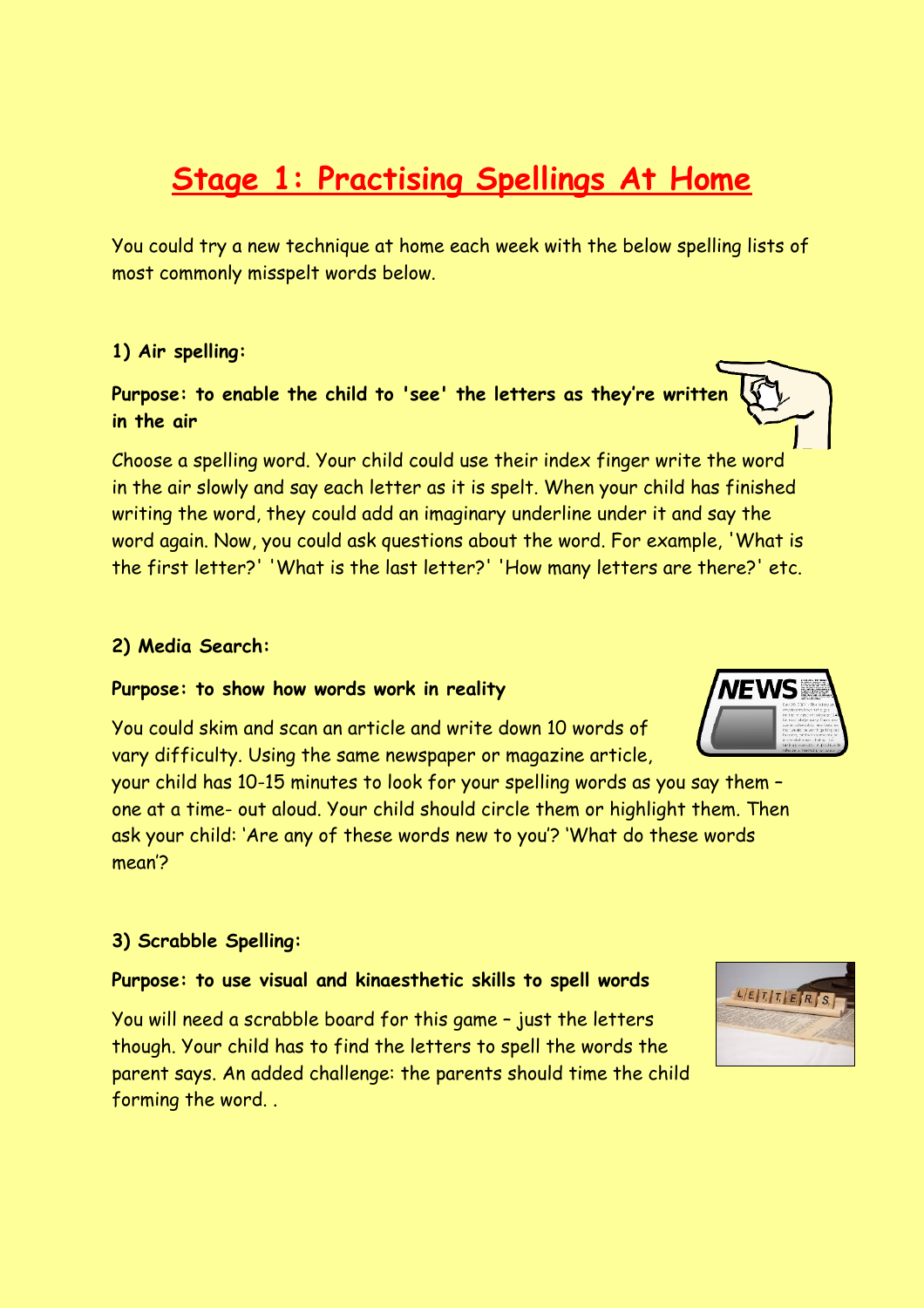# Stage 1: Practising Spellings At Home

You could try a new technique at home each week with the below spelling lists of most commonly misspelt words below.

**1) Air spelling:**

**Purpose: to enable the child to 'see' the letters as they're written in the air**

Choose a spelling word. Your child could use their index finger write the word in the air slowly and say each letter as it is spelt. When your child has finished writing the word, they could add an imaginary underline under it and say the word again. Now, you could ask questions about the word. For example, 'What is the first letter?' 'What is the last letter?' 'How many letters are there?' etc.

**2) Media Search:**

**Purpose: to show how words work in reality**

You could skim and scan an article and write down 10 words of vary difficulty. Using the same newspaper or magazine article, your child has 10-15 minutes to look for your spelling words as you say them – one at a time- out aloud. Your child should circle them or highlight them. Then ask your child: 'Are any of these words new to you'? 'What do these words mean'?

**3) Scrabble Spelling:**

**Purpose: to use visual and kinaesthetic skills to spell words**

You will need a scrabble board for this game – just the letters though. Your child has to find the letters to spell the words the parent says. An added challenge: the parents should time the child forming the word. .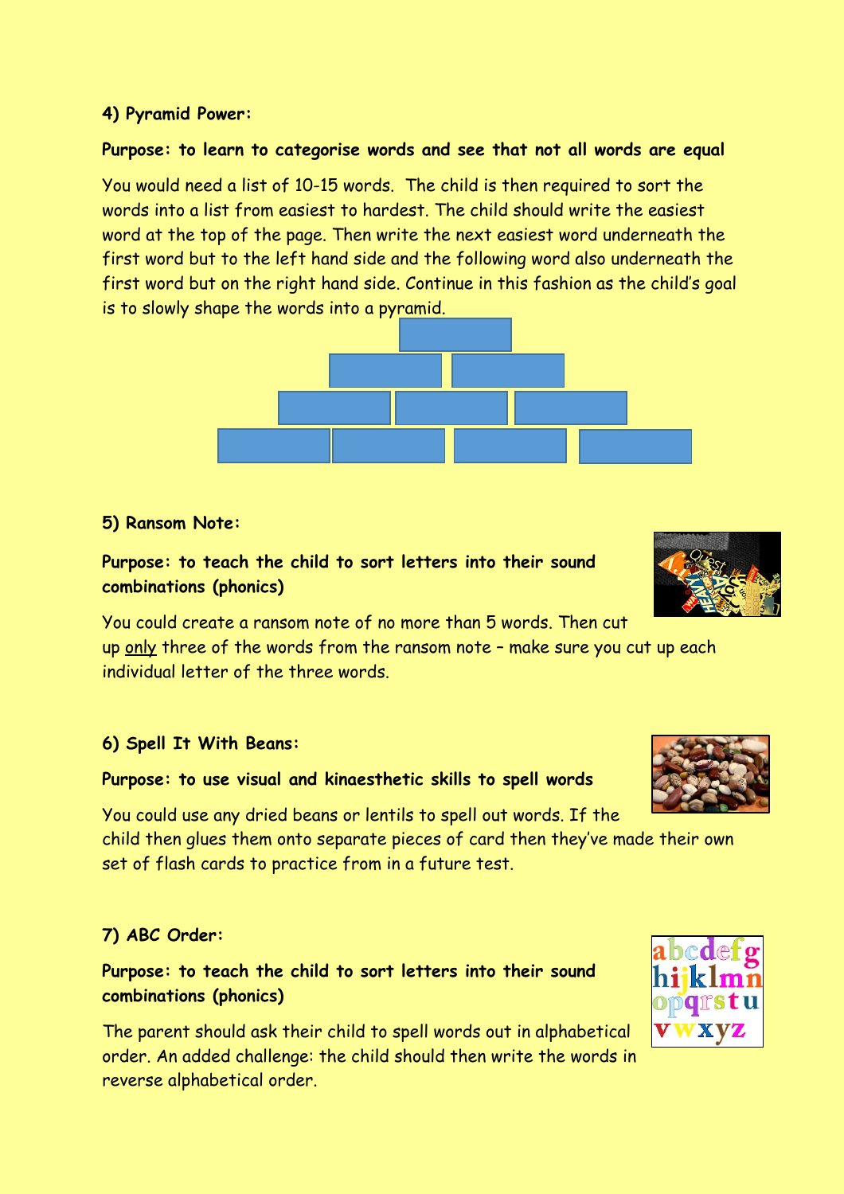**4) Pyramid Power:**

**Purpose: to learn to categorise words and see that not all words are equal**

You would need a list of 10-15 words. The child is then required to sort the words into a list from easiest to hardest. The child should write the easiest word at the top of the page. Then write the next easiest word underneath the first word but to the left hand side and the following word also underneath the first word but on the right hand side. Continue in this fashion as the child's goal is to slowly shape the words into a pyramid.

**5) Ransom Note:**

**Purpose: to teach the child to sort letters into their sound combinations (phonics)**

You could create a ransom note of no more than 5 words. Then cut up only three of the words from the ransom note – make sure you cut up each individual letter of the three words.

**6) Spell It With Beans:**

**Purpose: to use visual and kinaesthetic skills to spell words**

You could use any dried beans or lentils to spell out words. If the child then glues them onto separate pieces of card then they've made their own set of flash cards to practice from in a future test.

**7) ABC Order:**

**Purpose: to teach the child to sort letters into their sound combinations (phonics)**

The parent should ask their child to spell words out in alphabetical order. An added challenge: the child should then write the words in reverse alphabetical order.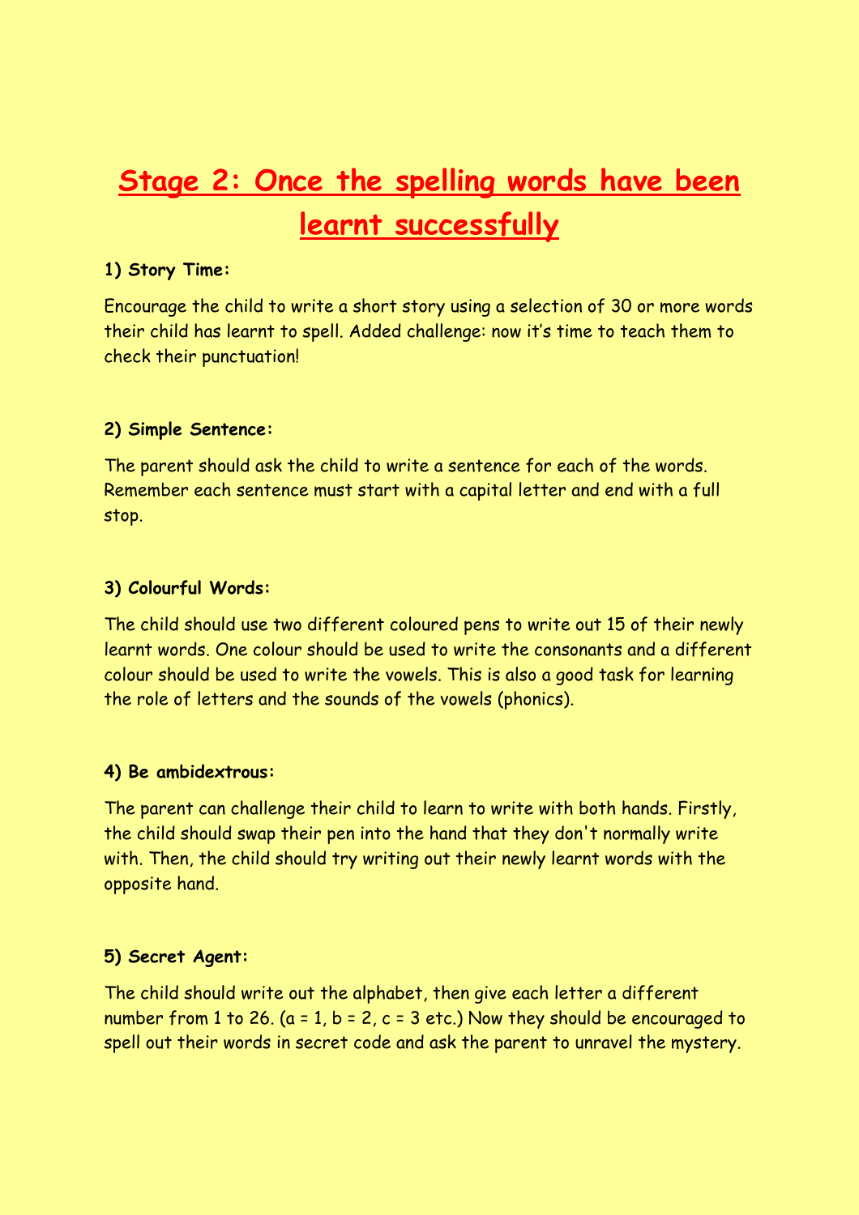# Stage 2: Once the spelling words have been learnt successfully

**1) Story Time:**

Encourage the child to write a short story using a selection of 30 or more words their child has learnt to spell. Added challenge: now it's time to teach them to check their punctuation!

**2) Simple Sentence:**

The parent should ask the child to write a sentence for each of the words. Remember each sentence must start with a capital letter and end with a full stop.

**3) Colourful Words:**

The child should use two different coloured pens to write out 15 of their newly learnt words. One colour should be used to write the consonants and a different colour should be used to write the vowels. This is also a good task for learning the role of letters and the sounds of the vowels (phonics).

**4) Be ambidextrous:**

The parent can challenge their child to learn to write with both hands. Firstly, the child should swap their pen into the hand that they don't normally write with. Then, the child should try writing out their newly learnt words with the opposite hand.

**5) Secret Agent:**

The child should write out the alphabet, then give each letter a different number from 1 to 26. (a = 1, b = 2, c = 3 etc.) Now they should be encouraged to spell out their words in secret code and ask the parent to unravel the mystery.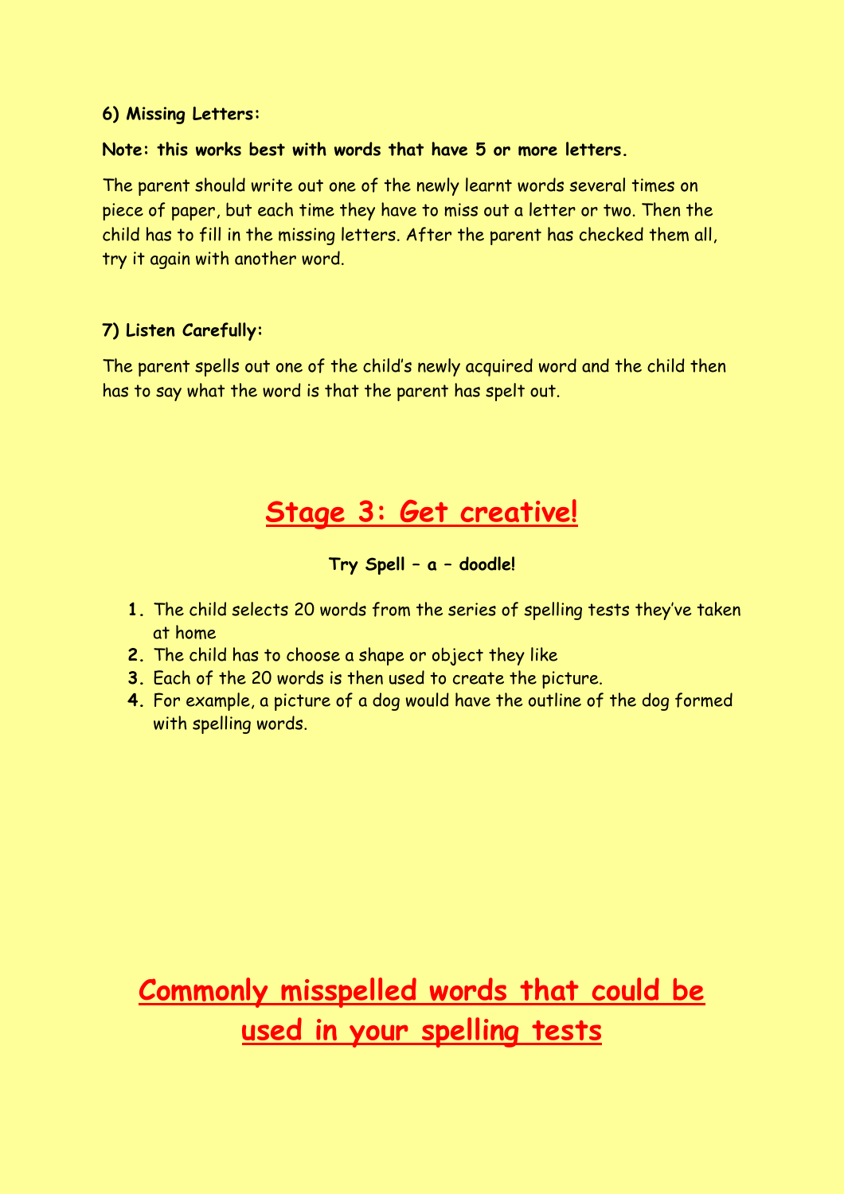**6) Missing Letters:**

**Note: this works best with words that have 5 or more letters.**

The parent should write out one of the newly learnt words several times on piece of paper, but each time they have to miss out a letter or two. Then the child has to fill in the missing letters. After the parent has checked them all, try it again with another word.

**7) Listen Carefully:**

The parent spells out one of the child's newly acquired word and the child then has to say what the word is that the parent has spelt out.

## Stage 3: Get creative!

**Try Spell – a – doodle!**

1. The child selects 20 words from the series of spelling tests they've taken at home
2. The child has to choose a shape or object they like
3. Each of the 20 words is then used to create the picture.
4. For example, a picture of a dog would have the outline of the dog formed with spelling words.

## Commonly misspelled words that could be used in your spelling tests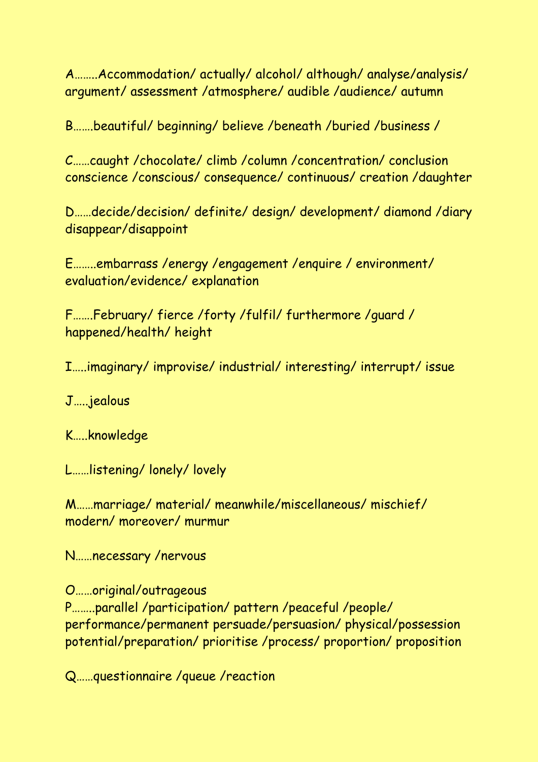A……..Accommodation/ actually/ alcohol/ although/ analyse/analysis/ argument/ assessment /atmosphere/ audible /audience/ autumn

B…….beautiful/ beginning/ believe /beneath /buried /business /

C……caught /chocolate/ climb /column /concentration/ conclusion conscience /conscious/ consequence/ continuous/ creation /daughter

D……decide/decision/ definite/ design/ development/ diamond /diary disappear/disappoint

E……..embarrass /energy /engagement /enquire / environment/ evaluation/evidence/ explanation

F…….February/ fierce /forty /fulfil/ furthermore /guard / happened/health/ height

I…..imaginary/ improvise/ industrial/ interesting/ interrupt/ issue

J…..jealous

K…..knowledge

L……listening/ lonely/ lovely

M……marriage/ material/ meanwhile/miscellaneous/ mischief/ modern/ moreover/ murmur

N……necessary /nervous

O……original/outrageous

P……..parallel /participation/ pattern /peaceful /people/ performance/permanent persuade/persuasion/ physical/possession potential/preparation/ prioritise /process/ proportion/ proposition

Q……questionnaire /queue /reaction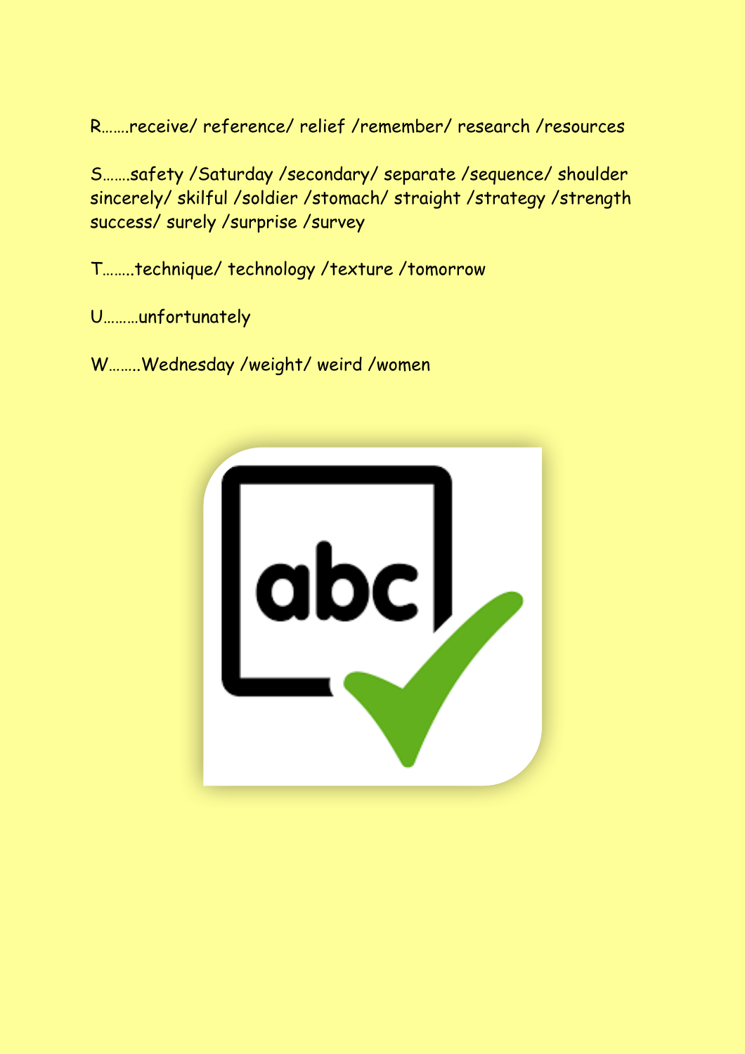R…….receive/ reference/ relief /remember/ research /resources

S…….safety /Saturday /secondary/ separate /sequence/ shoulder sincerely/ skilful /soldier /stomach/ straight /strategy /strength success/ surely /surprise /survey

T……..technique/ technology /texture /tomorrow

U………unfortunately

W……..Wednesday /weight/ weird /women